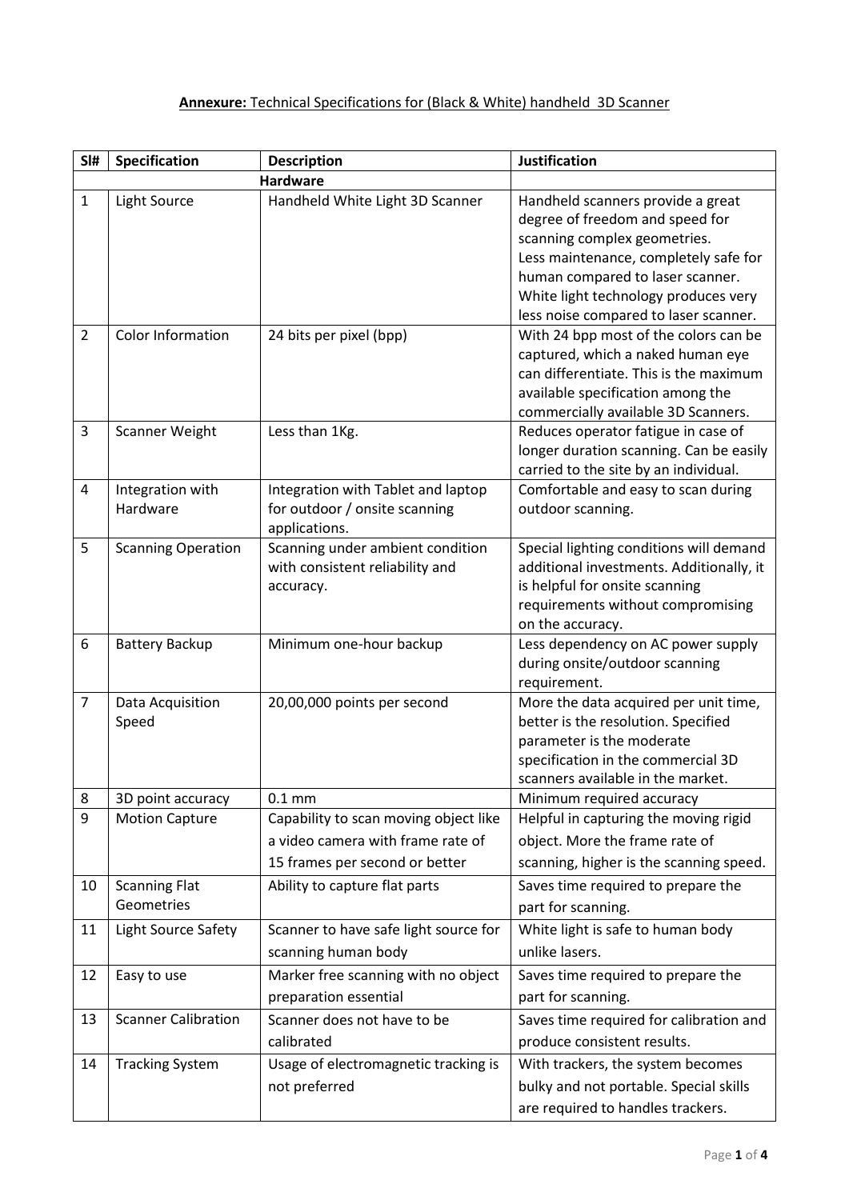**Annexure:** Technical Specifications for (Black & White) handheld 3D Scanner

| Sl# | Specification | Description | Justification |
|---|---|---|---|
| | | **Hardware** | |
| 1 | Light Source | Handheld White Light 3D Scanner | Handheld scanners provide a great degree of freedom and speed for scanning complex geometries. Less maintenance, completely safe for human compared to laser scanner. White light technology produces very less noise compared to laser scanner. |
| 2 | Color Information | 24 bits per pixel (bpp) | With 24 bpp most of the colors can be captured, which a naked human eye can differentiate. This is the maximum available specification among the commercially available 3D Scanners. |
| 3 | Scanner Weight | Less than 1Kg. | Reduces operator fatigue in case of longer duration scanning. Can be easily carried to the site by an individual. |
| 4 | Integration with Hardware | Integration with Tablet and laptop for outdoor / onsite scanning applications. | Comfortable and easy to scan during outdoor scanning. |
| 5 | Scanning Operation | Scanning under ambient condition with consistent reliability and accuracy. | Special lighting conditions will demand additional investments. Additionally, it is helpful for onsite scanning requirements without compromising on the accuracy. |
| 6 | Battery Backup | Minimum one-hour backup | Less dependency on AC power supply during onsite/outdoor scanning requirement. |
| 7 | Data Acquisition Speed | 20,00,000 points per second | More the data acquired per unit time, better is the resolution. Specified parameter is the moderate specification in the commercial 3D scanners available in the market. |
| 8 | 3D point accuracy | 0.1 mm | Minimum required accuracy |
| 9 | Motion Capture | Capability to scan moving object like a video camera with frame rate of 15 frames per second or better | Helpful in capturing the moving rigid object. More the frame rate of scanning, higher is the scanning speed. |
| 10 | Scanning Flat Geometries | Ability to capture flat parts | Saves time required to prepare the part for scanning. |
| 11 | Light Source Safety | Scanner to have safe light source for scanning human body | White light is safe to human body unlike lasers. |
| 12 | Easy to use | Marker free scanning with no object preparation essential | Saves time required to prepare the part for scanning. |
| 13 | Scanner Calibration | Scanner does not have to be calibrated | Saves time required for calibration and produce consistent results. |
| 14 | Tracking System | Usage of electromagnetic tracking is not preferred | With trackers, the system becomes bulky and not portable. Special skills are required to handles trackers. |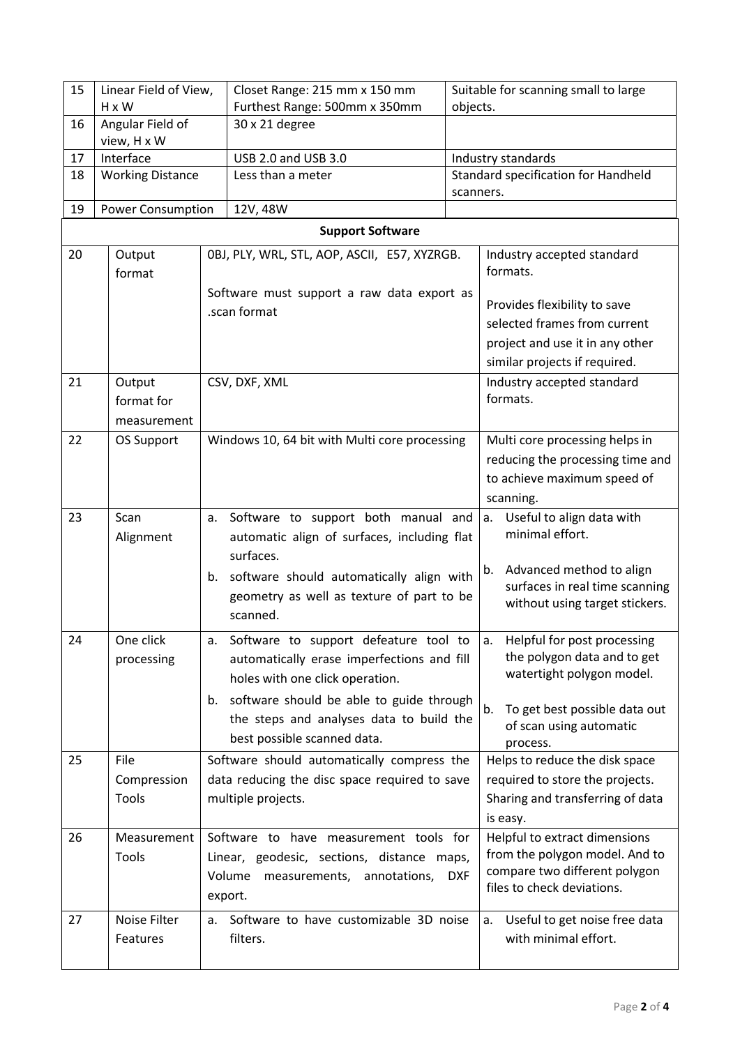| 15 | Linear Field of View, H x W | Closet Range: 215 mm x 150 mm<br>Furthest Range: 500mm x 350mm | Suitable for scanning small to large objects. |
|---|---|---|---|
| 16 | Angular Field of view, H x W | 30 x 21 degree | |
| 17 | Interface | USB 2.0 and USB 3.0 | Industry standards |
| 18 | Working Distance | Less than a meter | Standard specification for Handheld scanners. |
| 19 | Power Consumption | 12V, 48W | |
| | | **Support Software** | |
| 20 | Output format | 0BJ, PLY, WRL, STL, AOP, ASCII, E57, XYZRGB.<br><br>Software must support a raw data export as .scan format | Industry accepted standard formats.<br><br>Provides flexibility to save selected frames from current project and use it in any other similar projects if required. |
| 21 | Output format for measurement | CSV, DXF, XML | Industry accepted standard formats. |
| 22 | OS Support | Windows 10, 64 bit with Multi core processing | Multi core processing helps in reducing the processing time and to achieve maximum speed of scanning. |
| 23 | Scan Alignment | a. Software to support both manual and automatic align of surfaces, including flat surfaces.<br>b. software should automatically align with geometry as well as texture of part to be scanned. | a. Useful to align data with minimal effort.<br>b. Advanced method to align surfaces in real time scanning without using target stickers. |
| 24 | One click processing | a. Software to support defeature tool to automatically erase imperfections and fill holes with one click operation.<br>b. software should be able to guide through the steps and analyses data to build the best possible scanned data. | a. Helpful for post processing the polygon data and to get watertight polygon model.<br>b. To get best possible data out of scan using automatic process. |
| 25 | File Compression Tools | Software should automatically compress the data reducing the disc space required to save multiple projects. | Helps to reduce the disk space required to store the projects. Sharing and transferring of data is easy. |
| 26 | Measurement Tools | Software to have measurement tools for Linear, geodesic, sections, distance maps, Volume measurements, annotations, DXF export. | Helpful to extract dimensions from the polygon model. And to compare two different polygon files to check deviations. |
| 27 | Noise Filter Features | a. Software to have customizable 3D noise filters. | a. Useful to get noise free data with minimal effort. |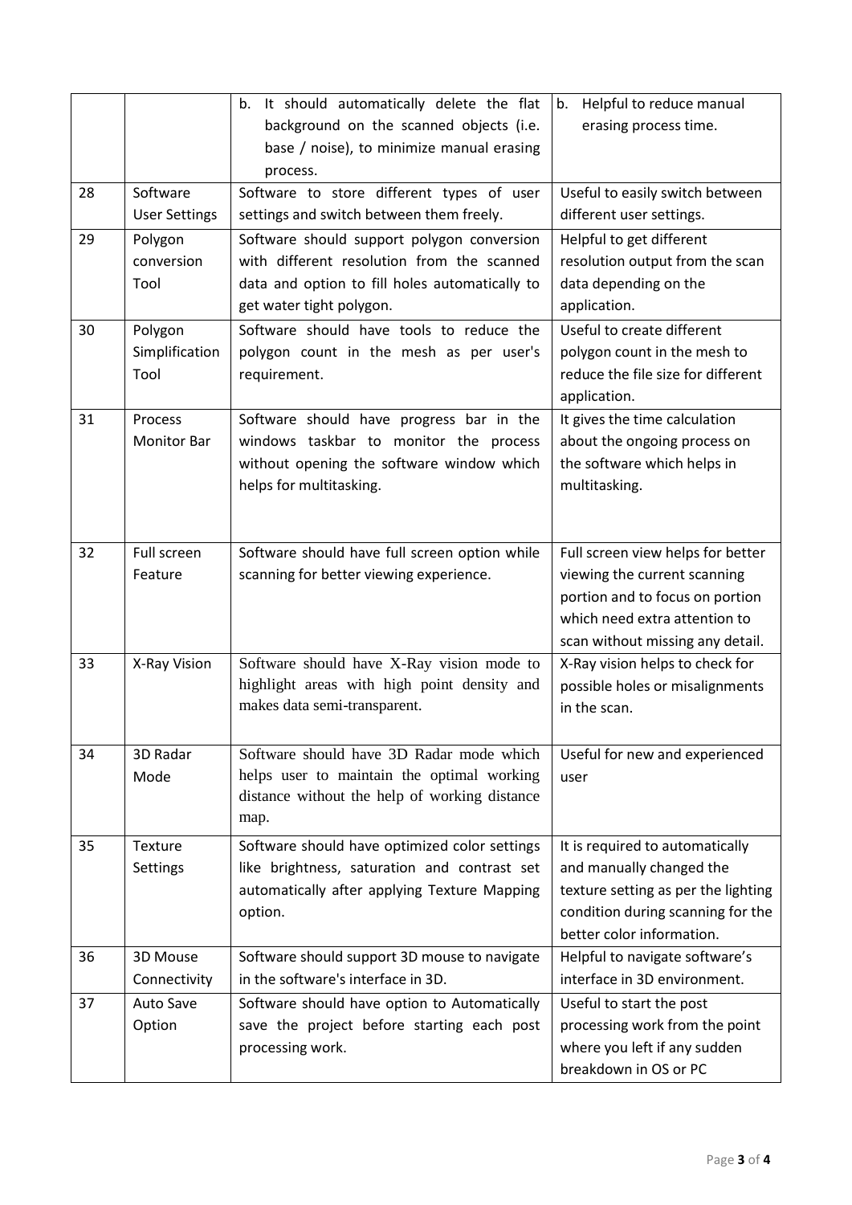| | | | |
|---|---|---|---|
| | | b. It should automatically delete the flat background on the scanned objects (i.e. base / noise), to minimize manual erasing process. | b. Helpful to reduce manual erasing process time. |
| 28 | Software User Settings | Software to store different types of user settings and switch between them freely. | Useful to easily switch between different user settings. |
| 29 | Polygon conversion Tool | Software should support polygon conversion with different resolution from the scanned data and option to fill holes automatically to get water tight polygon. | Helpful to get different resolution output from the scan data depending on the application. |
| 30 | Polygon Simplification Tool | Software should have tools to reduce the polygon count in the mesh as per user's requirement. | Useful to create different polygon count in the mesh to reduce the file size for different application. |
| 31 | Process Monitor Bar | Software should have progress bar in the windows taskbar to monitor the process without opening the software window which helps for multitasking. | It gives the time calculation about the ongoing process on the software which helps in multitasking. |
| 32 | Full screen Feature | Software should have full screen option while scanning for better viewing experience. | Full screen view helps for better viewing the current scanning portion and to focus on portion which need extra attention to scan without missing any detail. |
| 33 | X-Ray Vision | Software should have X-Ray vision mode to highlight areas with high point density and makes data semi-transparent. | X-Ray vision helps to check for possible holes or misalignments in the scan. |
| 34 | 3D Radar Mode | Software should have 3D Radar mode which helps user to maintain the optimal working distance without the help of working distance map. | Useful for new and experienced user |
| 35 | Texture Settings | Software should have optimized color settings like brightness, saturation and contrast set automatically after applying Texture Mapping option. | It is required to automatically and manually changed the texture setting as per the lighting condition during scanning for the better color information. |
| 36 | 3D Mouse Connectivity | Software should support 3D mouse to navigate in the software's interface in 3D. | Helpful to navigate software's interface in 3D environment. |
| 37 | Auto Save Option | Software should have option to Automatically save the project before starting each post processing work. | Useful to start the post processing work from the point where you left if any sudden breakdown in OS or PC |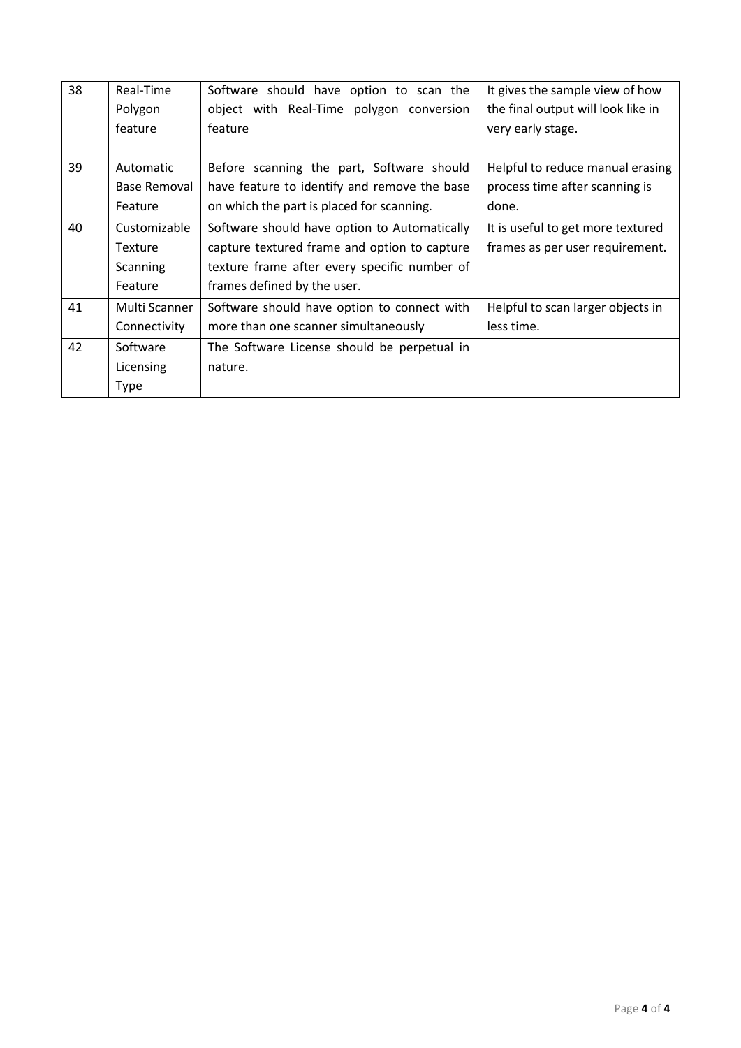| | | | |
|---|---|---|---|
| 38 | Real-Time Polygon feature | Software should have option to scan the object with Real-Time polygon conversion feature | It gives the sample view of how the final output will look like in very early stage. |
| 39 | Automatic Base Removal Feature | Before scanning the part, Software should have feature to identify and remove the base on which the part is placed for scanning. | Helpful to reduce manual erasing process time after scanning is done. |
| 40 | Customizable Texture Scanning Feature | Software should have option to Automatically capture textured frame and option to capture texture frame after every specific number of frames defined by the user. | It is useful to get more textured frames as per user requirement. |
| 41 | Multi Scanner Connectivity | Software should have option to connect with more than one scanner simultaneously | Helpful to scan larger objects in less time. |
| 42 | Software Licensing Type | The Software License should be perpetual in nature. | |